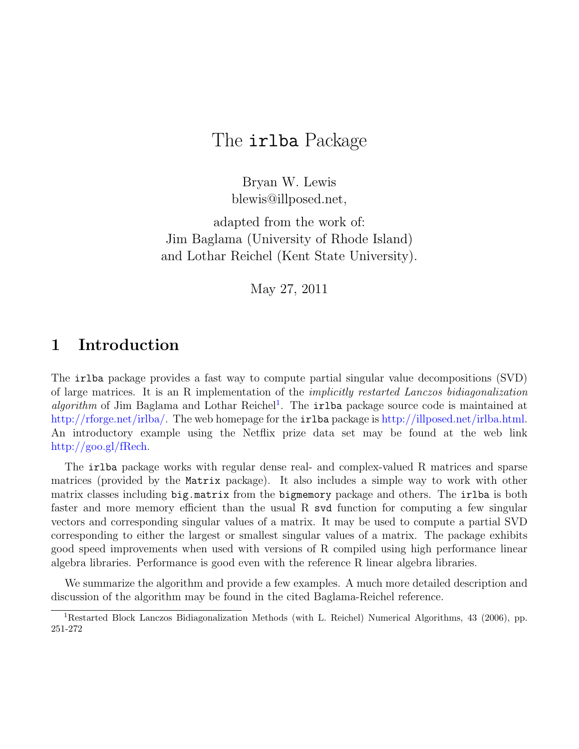# The `irlba` Package

Bryan W. Lewis
blewis@illposed.net,

adapted from the work of:
Jim Baglama (University of Rhode Island)
and Lothar Reichel (Kent State University).

May 27, 2011

## 1 Introduction

The `irlba` package provides a fast way to compute partial singular value decompositions (SVD) of large matrices. It is an R implementation of the *implicitly restarted Lanczos bidiagonalization algorithm* of Jim Baglama and Lothar Reichel[1]. The `irlba` package source code is maintained at http://rforge.net/irlba/. The web homepage for the `irlba` package is http://illposed.net/irlba.html. An introductory example using the Netflix prize data set may be found at the web link http://goo.gl/fRech.

The `irlba` package works with regular dense real- and complex-valued R matrices and sparse matrices (provided by the `Matrix` package). It also includes a simple way to work with other matrix classes including `big.matrix` from the `bigmemory` package and others. The `irlba` is both faster and more memory efficient than the usual R `svd` function for computing a few singular vectors and corresponding singular values of a matrix. It may be used to compute a partial SVD corresponding to either the largest or smallest singular values of a matrix. The package exhibits good speed improvements when used with versions of R compiled using high performance linear algebra libraries. Performance is good even with the reference R linear algebra libraries.

We summarize the algorithm and provide a few examples. A much more detailed description and discussion of the algorithm may be found in the cited Baglama-Reichel reference.

---

[1] Restarted Block Lanczos Bidiagonalization Methods (with L. Reichel) Numerical Algorithms, 43 (2006), pp. 251-272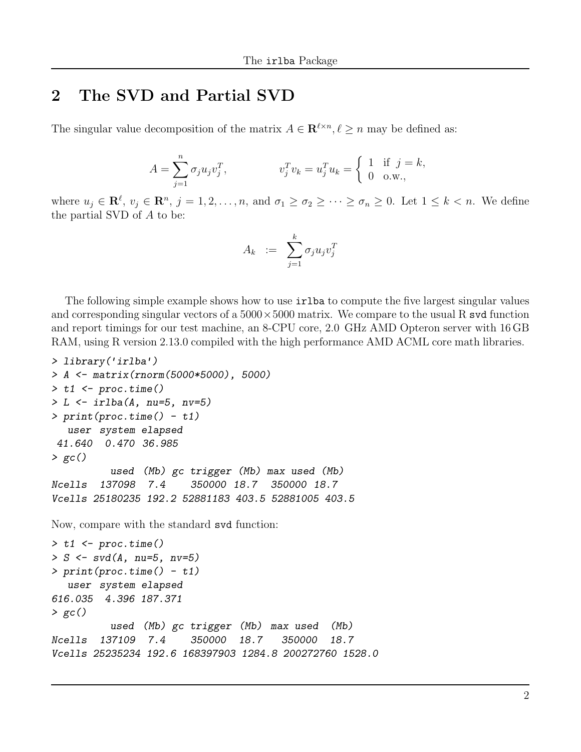## 2 The SVD and Partial SVD

The singular value decomposition of the matrix $A \in \mathbf{R}^{\ell \times n}, \ell \geq n$ may be defined as:

$$A = \sum_{j=1}^{n} \sigma_j u_j v_j^T, \qquad v_j^T v_k = u_j^T u_k = \begin{cases} 1 & \text{if } j = k, \\ 0 & \text{o.w.,} \end{cases}$$

where $u_j \in \mathbf{R}^{\ell}$, $v_j \in \mathbf{R}^n$, $j = 1, 2, \ldots, n$, and $\sigma_1 \geq \sigma_2 \geq \cdots \geq \sigma_n \geq 0$. Let $1 \leq k < n$. We define the partial SVD of $A$ to be:

$$A_k \ := \ \sum_{j=1}^{k} \sigma_j u_j v_j^T$$

The following simple example shows how to use `irlba` to compute the five largest singular values and corresponding singular vectors of a $5000 \times 5000$ matrix. We compare to the usual R `svd` function and report timings for our test machine, an 8-CPU core, 2.0 GHz AMD Opteron server with 16 GB RAM, using R version 2.13.0 compiled with the high performance AMD ACML core math libraries.

```
> library('irlba')
> A <- matrix(rnorm(5000*5000), 5000)
> t1 <- proc.time()
> L <- irlba(A, nu=5, nv=5)
> print(proc.time() - t1)
   user  system elapsed
 41.640   0.470  36.985
> gc()
          used  (Mb) gc trigger  (Mb) max used  (Mb)
Ncells  137098   7.4     350000  18.7   350000  18.7
Vcells 25180235 192.2 52881183 403.5 52881005 403.5
```

Now, compare with the standard `svd` function:

```
> t1 <- proc.time()
> S <- svd(A, nu=5, nv=5)
> print(proc.time() - t1)
   user  system elapsed
616.035   4.396 187.371
> gc()
          used  (Mb) gc trigger   (Mb)  max used   (Mb)
Ncells  137109   7.4     350000   18.7    350000   18.7
Vcells 25235234 192.6 168397903 1284.8 200272760 1528.0
```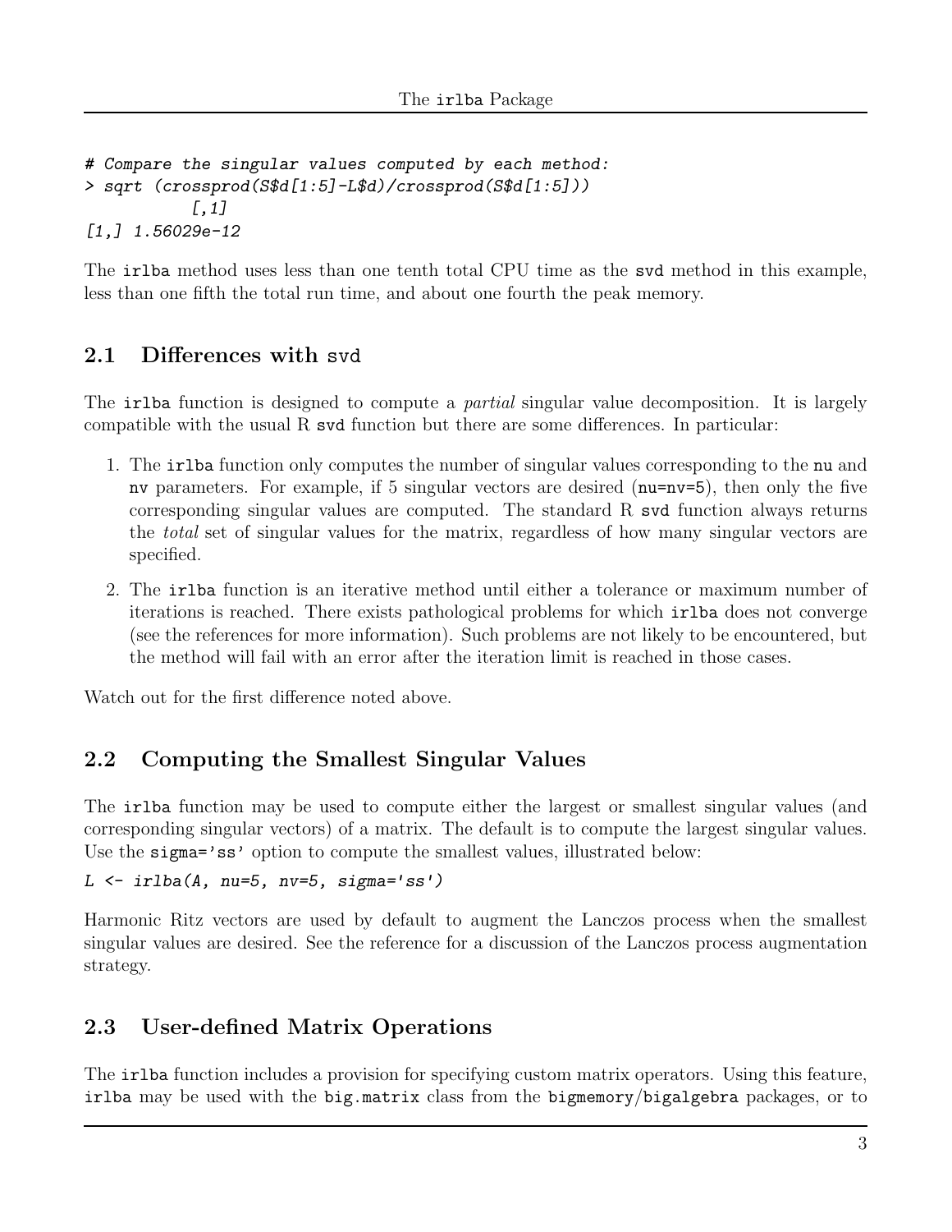```
# Compare the singular values computed by each method:
> sqrt (crossprod(S$d[1:5]-L$d)/crossprod(S$d[1:5]))
          [,1]
[1,] 1.56029e-12
```

The `irlba` method uses less than one tenth total CPU time as the `svd` method in this example, less than one fifth the total run time, and about one fourth the peak memory.

## 2.1 Differences with `svd`

The `irlba` function is designed to compute a *partial* singular value decomposition. It is largely compatible with the usual R `svd` function but there are some differences. In particular:

1. The `irlba` function only computes the number of singular values corresponding to the `nu` and `nv` parameters. For example, if 5 singular vectors are desired (`nu=nv=5`), then only the five corresponding singular values are computed. The standard R `svd` function always returns the *total* set of singular values for the matrix, regardless of how many singular vectors are specified.
2. The `irlba` function is an iterative method until either a tolerance or maximum number of iterations is reached. There exists pathological problems for which `irlba` does not converge (see the references for more information). Such problems are not likely to be encountered, but the method will fail with an error after the iteration limit is reached in those cases.

Watch out for the first difference noted above.

## 2.2 Computing the Smallest Singular Values

The `irlba` function may be used to compute either the largest or smallest singular values (and corresponding singular vectors) of a matrix. The default is to compute the largest singular values. Use the `sigma='ss'` option to compute the smallest values, illustrated below:

```
L <- irlba(A, nu=5, nv=5, sigma='ss')
```

Harmonic Ritz vectors are used by default to augment the Lanczos process when the smallest singular values are desired. See the reference for a discussion of the Lanczos process augmentation strategy.

## 2.3 User-defined Matrix Operations

The `irlba` function includes a provision for specifying custom matrix operators. Using this feature, `irlba` may be used with the `big.matrix` class from the `bigmemory`/`bigalgebra` packages, or to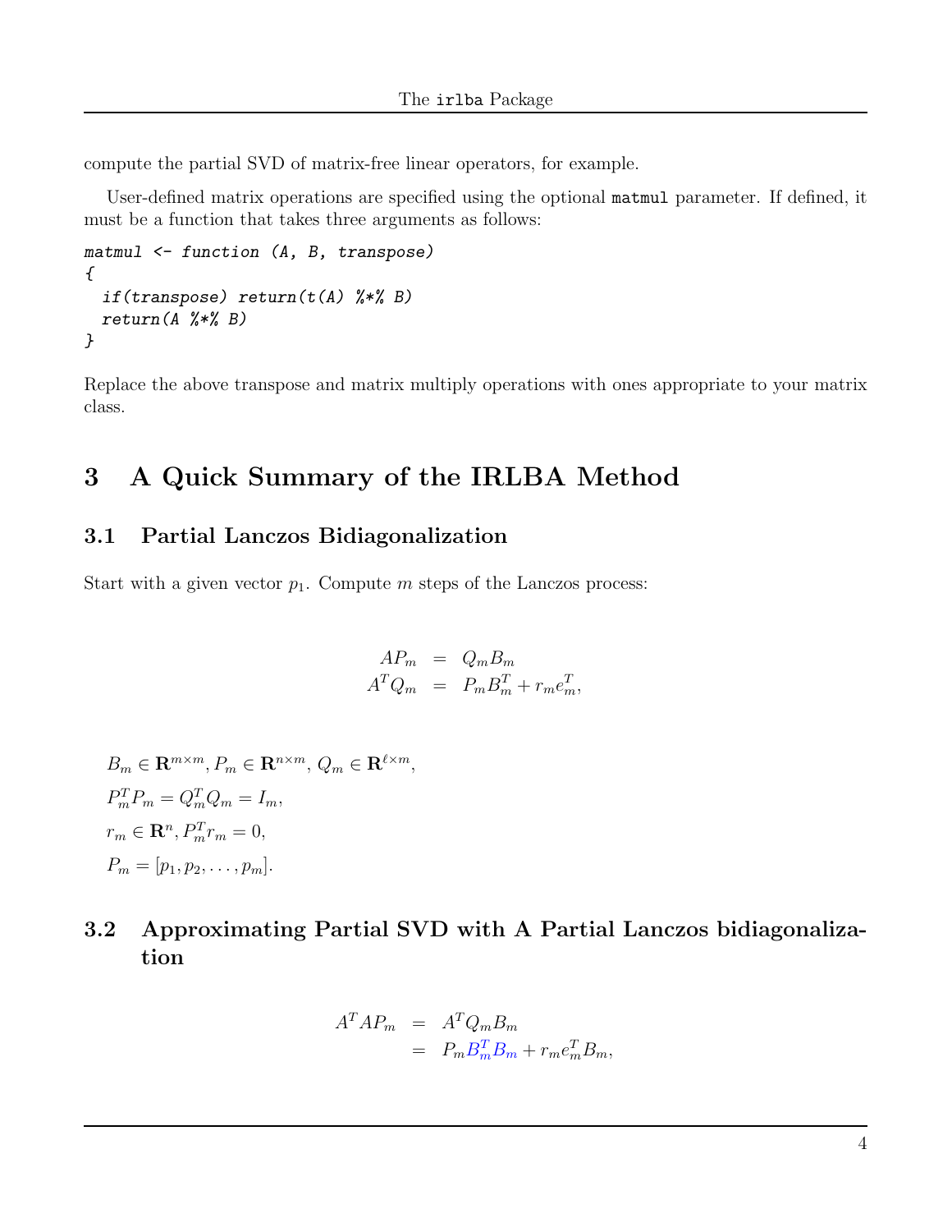compute the partial SVD of matrix-free linear operators, for example.

User-defined matrix operations are specified using the optional `matmul` parameter. If defined, it must be a function that takes three arguments as follows:

```
matmul <- function (A, B, transpose)
{
  if(transpose) return(t(A) %*% B)
  return(A %*% B)
}
```

Replace the above transpose and matrix multiply operations with ones appropriate to your matrix class.

# 3 A Quick Summary of the IRLBA Method

## 3.1 Partial Lanczos Bidiagonalization

Start with a given vector $p_1$. Compute $m$ steps of the Lanczos process:

$$
\begin{aligned}
AP_m &= Q_m B_m \\
A^T Q_m &= P_m B_m^T + r_m e_m^T,
\end{aligned}
$$

$B_m \in \mathbf{R}^{m\times m}$, $P_m \in \mathbf{R}^{n\times m}$, $Q_m \in \mathbf{R}^{\ell\times m}$,

$P_m^T P_m = Q_m^T Q_m = I_m$,

$r_m \in \mathbf{R}^n$, $P_m^T r_m = 0$,

$P_m = [p_1, p_2, \ldots, p_m]$.

## 3.2 Approximating Partial SVD with A Partial Lanczos bidiagonalization

$$
\begin{aligned}
A^T A P_m &= A^T Q_m B_m \\
&= P_m B_m^T B_m + r_m e_m^T B_m,
\end{aligned}
$$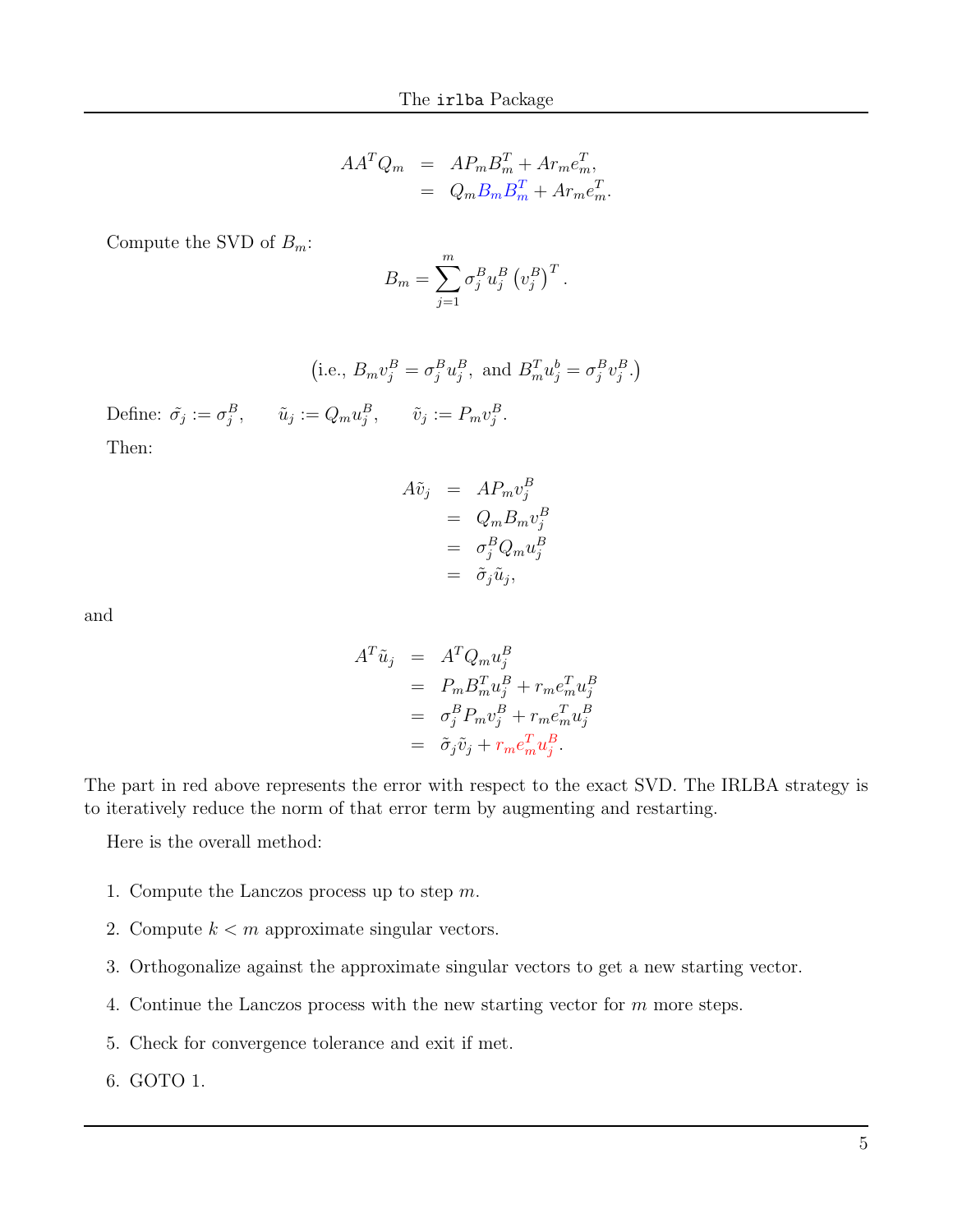$$
\begin{aligned}
AA^T Q_m &= A P_m B_m^T + A r_m e_m^T, \\
&= Q_m B_m B_m^T + A r_m e_m^T.
\end{aligned}
$$

Compute the SVD of $B_m$:

$$
B_m = \sum_{j=1}^{m} \sigma_j^B u_j^B \left(v_j^B\right)^T.
$$

$$
\left(\text{i.e., } B_m v_j^B = \sigma_j^B u_j^B, \text{ and } B_m^T u_j^b = \sigma_j^B v_j^B.\right)
$$

Define: $\tilde{\sigma}_j := \sigma_j^B, \qquad \tilde{u}_j := Q_m u_j^B, \qquad \tilde{v}_j := P_m v_j^B.$

Then:

$$
\begin{aligned}
A\tilde{v}_j &= A P_m v_j^B \\
&= Q_m B_m v_j^B \\
&= \sigma_j^B Q_m u_j^B \\
&= \tilde{\sigma}_j \tilde{u}_j,
\end{aligned}
$$

and

$$
\begin{aligned}
A^T \tilde{u}_j &= A^T Q_m u_j^B \\
&= P_m B_m^T u_j^B + r_m e_m^T u_j^B \\
&= \sigma_j^B P_m v_j^B + r_m e_m^T u_j^B \\
&= \tilde{\sigma}_j \tilde{v}_j + r_m e_m^T u_j^B.
\end{aligned}
$$

The part in red above represents the error with respect to the exact SVD. The IRLBA strategy is to iteratively reduce the norm of that error term by augmenting and restarting.

Here is the overall method:

1. Compute the Lanczos process up to step $m$.
2. Compute $k < m$ approximate singular vectors.
3. Orthogonalize against the approximate singular vectors to get a new starting vector.
4. Continue the Lanczos process with the new starting vector for $m$ more steps.
5. Check for convergence tolerance and exit if met.
6. GOTO 1.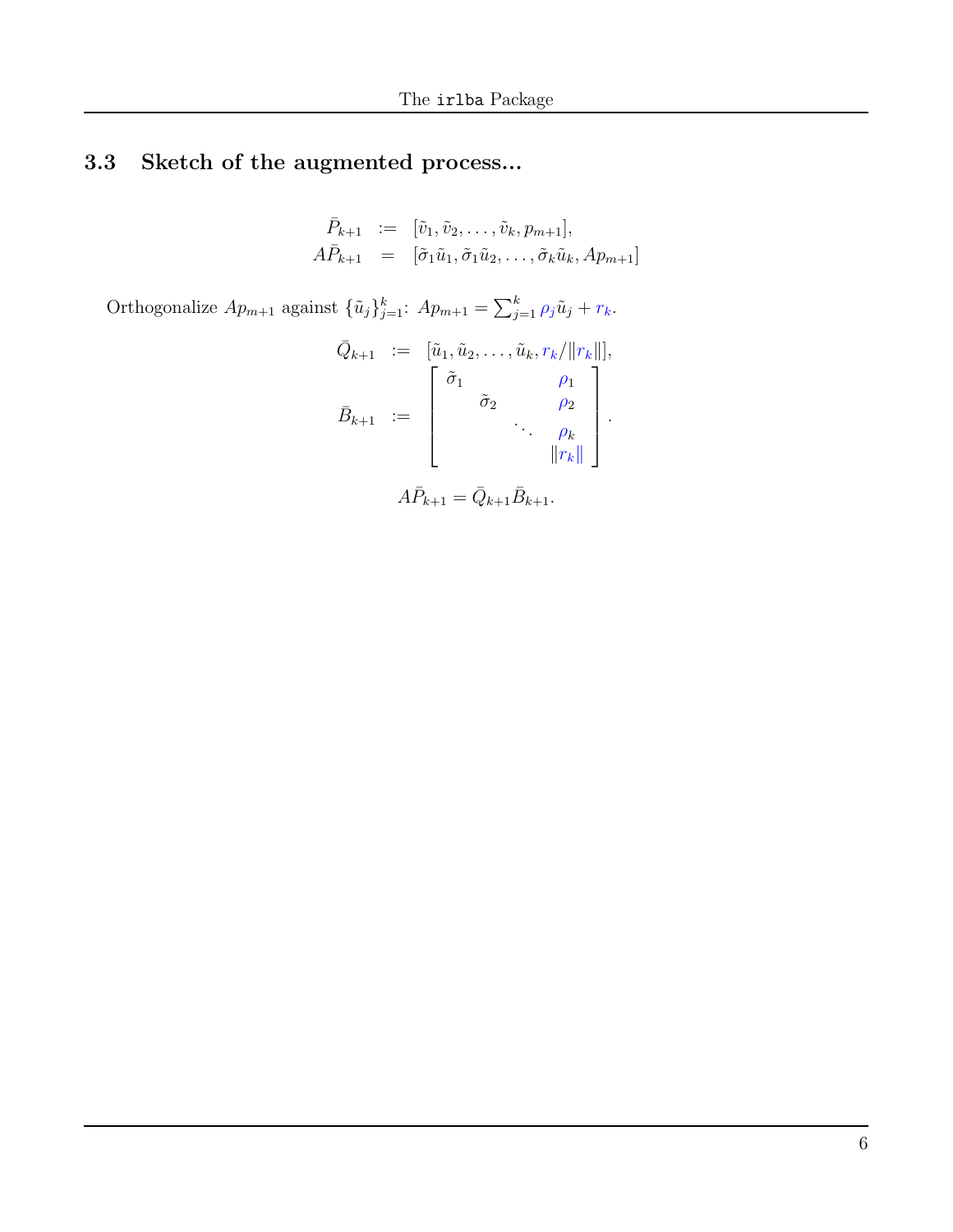### 3.3 Sketch of the augmented process...

$$
\begin{aligned}
\bar{P}_{k+1} &:= [\tilde{v}_1, \tilde{v}_2, \ldots, \tilde{v}_k, p_{m+1}], \\
A\bar{P}_{k+1} &= [\tilde{\sigma}_1 \tilde{u}_1, \tilde{\sigma}_1 \tilde{u}_2, \ldots, \tilde{\sigma}_k \tilde{u}_k, Ap_{m+1}]
\end{aligned}
$$

Orthogonalize $Ap_{m+1}$ against $\{\tilde{u}_j\}_{j=1}^{k}$: $Ap_{m+1} = \sum_{j=1}^{k} \rho_j \tilde{u}_j + r_k$.

$$
\begin{aligned}
\bar{Q}_{k+1} &:= [\tilde{u}_1, \tilde{u}_2, \ldots, \tilde{u}_k, r_k/\|r_k\|], \\
\bar{B}_{k+1} &:= \begin{bmatrix} \tilde{\sigma}_1 & & & \rho_1 \\ & \tilde{\sigma}_2 & & \rho_2 \\ & & \ddots & \rho_k \\ & & & \|r_k\| \end{bmatrix}.
\end{aligned}
$$

$$
A\bar{P}_{k+1} = \bar{Q}_{k+1}\bar{B}_{k+1}.
$$